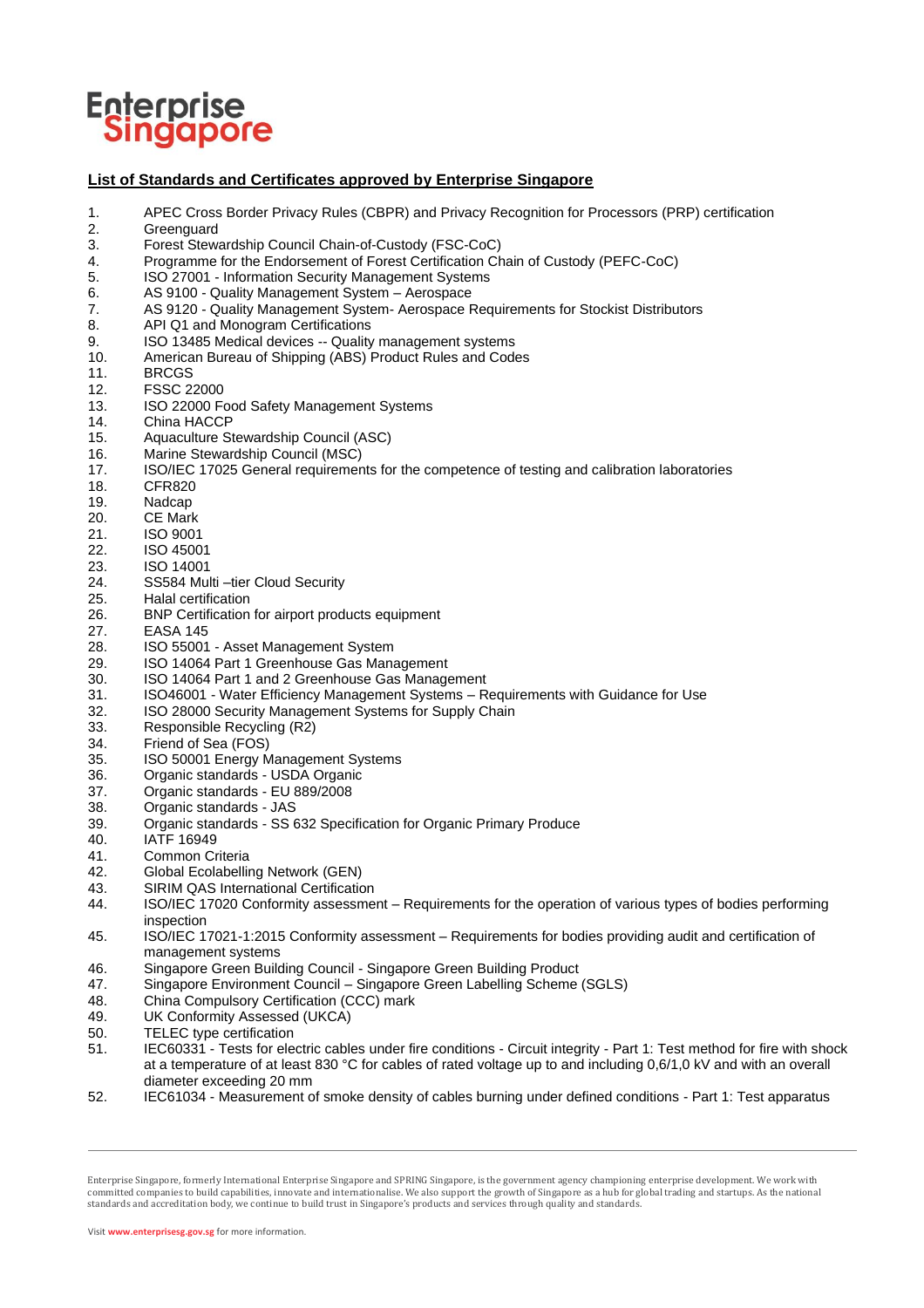# Enterprise Singapore

**List of Standards and Certificates approved by Enterprise Singapore**

1. APEC Cross Border Privacy Rules (CBPR) and Privacy Recognition for Processors (PRP) certification
2. Greenguard
3. Forest Stewardship Council Chain-of-Custody (FSC-CoC)
4. Programme for the Endorsement of Forest Certification Chain of Custody (PEFC-CoC)
5. ISO 27001 - Information Security Management Systems
6. AS 9100 - Quality Management System – Aerospace
7. AS 9120 - Quality Management System- Aerospace Requirements for Stockist Distributors
8. API Q1 and Monogram Certifications
9. ISO 13485 Medical devices -- Quality management systems
10. American Bureau of Shipping (ABS) Product Rules and Codes
11. BRCGS
12. FSSC 22000
13. ISO 22000 Food Safety Management Systems
14. China HACCP
15. Aquaculture Stewardship Council (ASC)
16. Marine Stewardship Council (MSC)
17. ISO/IEC 17025 General requirements for the competence of testing and calibration laboratories
18. CFR820
19. Nadcap
20. CE Mark
21. ISO 9001
22. ISO 45001
23. ISO 14001
24. SS584 Multi –tier Cloud Security
25. Halal certification
26. BNP Certification for airport products equipment
27. EASA 145
28. ISO 55001 - Asset Management System
29. ISO 14064 Part 1 Greenhouse Gas Management
30. ISO 14064 Part 1 and 2 Greenhouse Gas Management
31. ISO46001 - Water Efficiency Management Systems – Requirements with Guidance for Use
32. ISO 28000 Security Management Systems for Supply Chain
33. Responsible Recycling (R2)
34. Friend of Sea (FOS)
35. ISO 50001 Energy Management Systems
36. Organic standards - USDA Organic
37. Organic standards - EU 889/2008
38. Organic standards - JAS
39. Organic standards - SS 632 Specification for Organic Primary Produce
40. IATF 16949
41. Common Criteria
42. Global Ecolabelling Network (GEN)
43. SIRIM QAS International Certification
44. ISO/IEC 17020 Conformity assessment – Requirements for the operation of various types of bodies performing inspection
45. ISO/IEC 17021-1:2015 Conformity assessment – Requirements for bodies providing audit and certification of management systems
46. Singapore Green Building Council - Singapore Green Building Product
47. Singapore Environment Council – Singapore Green Labelling Scheme (SGLS)
48. China Compulsory Certification (CCC) mark
49. UK Conformity Assessed (UKCA)
50. TELEC type certification
51. IEC60331 - Tests for electric cables under fire conditions - Circuit integrity - Part 1: Test method for fire with shock at a temperature of at least 830 °C for cables of rated voltage up to and including 0,6/1,0 kV and with an overall diameter exceeding 20 mm
52. IEC61034 - Measurement of smoke density of cables burning under defined conditions - Part 1: Test apparatus

Enterprise Singapore, formerly International Enterprise Singapore and SPRING Singapore, is the government agency championing enterprise development. We work with committed companies to build capabilities, innovate and internationalise. We also support the growth of Singapore as a hub for global trading and startups. As the national standards and accreditation body, we continue to build trust in Singapore's products and services through quality and standards.

Visit **www.enterprisesg.gov.sg** for more information.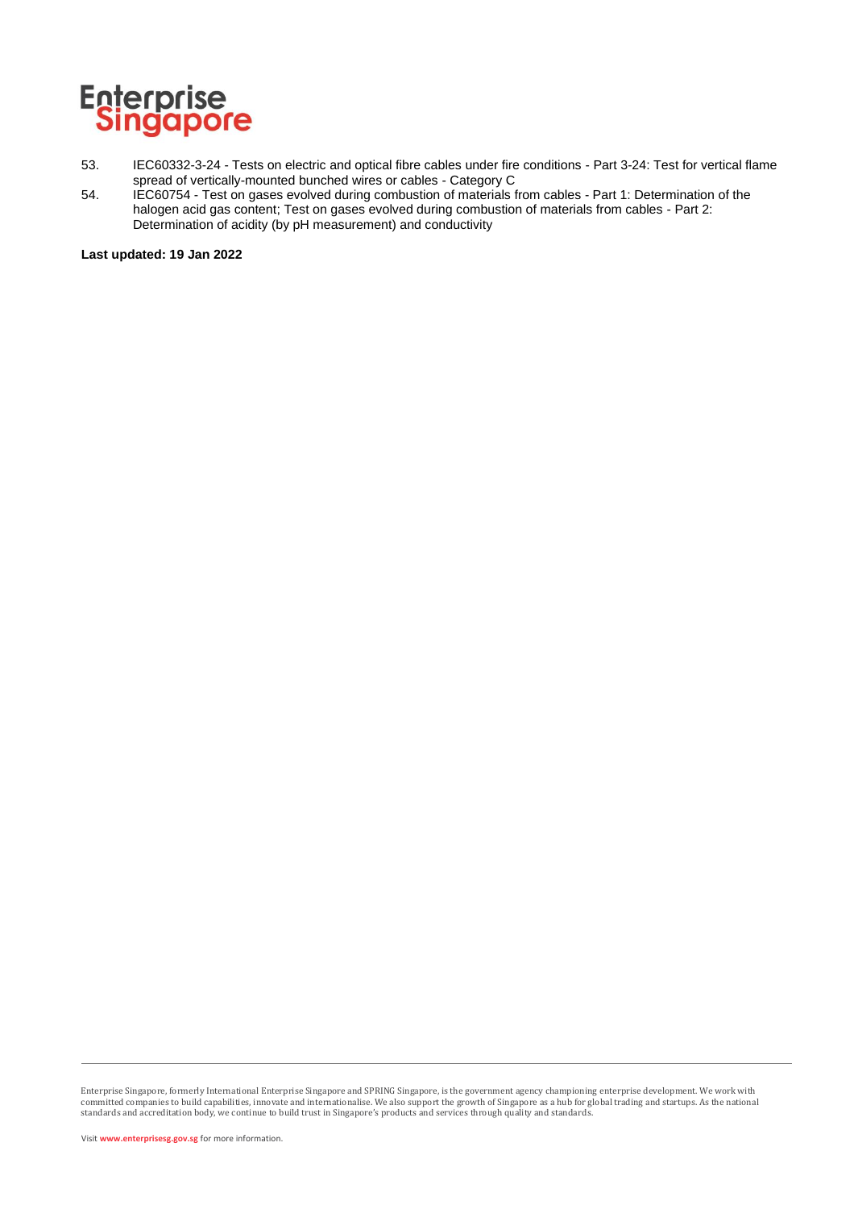53. IEC60332-3-24 - Tests on electric and optical fibre cables under fire conditions - Part 3-24: Test for vertical flame spread of vertically-mounted bunched wires or cables - Category C
54. IEC60754 - Test on gases evolved during combustion of materials from cables - Part 1: Determination of the halogen acid gas content; Test on gases evolved during combustion of materials from cables - Part 2: Determination of acidity (by pH measurement) and conductivity

**Last updated: 19 Jan 2022**

Enterprise Singapore, formerly International Enterprise Singapore and SPRING Singapore, is the government agency championing enterprise development. We work with committed companies to build capabilities, innovate and internationalise. We also support the growth of Singapore as a hub for global trading and startups. As the national standards and accreditation body, we continue to build trust in Singapore's products and services through quality and standards.

Visit **www.enterprisesg.gov.sg** for more information.